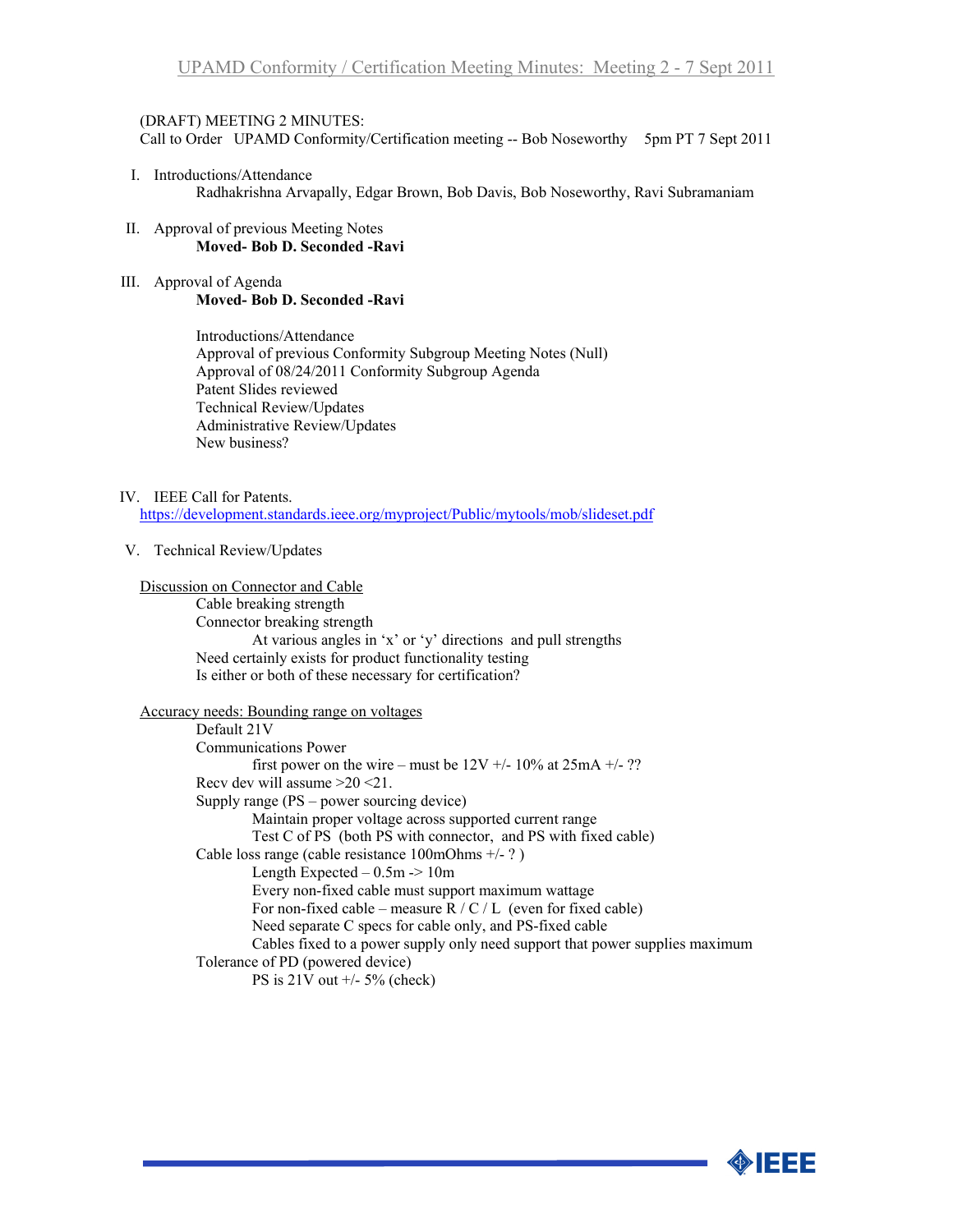(DRAFT) MEETING 2 MINUTES:

Call to Order UPAMD Conformity/Certification meeting -- Bob Noseworthy 5pm PT 7 Sept 2011

I. Introductions/Attendance

   Radhakrishna Arvapally, Edgar Brown, Bob Davis, Bob Noseworthy, Ravi Subramaniam

II. Approval of previous Meeting Notes

   **Moved- Bob D. Seconded -Ravi**

III. Approval of Agenda

   **Moved- Bob D. Seconded -Ravi**

   Introductions/Attendance
   Approval of previous Conformity Subgroup Meeting Notes (Null)
   Approval of 08/24/2011 Conformity Subgroup Agenda
   Patent Slides reviewed
   Technical Review/Updates
   Administrative Review/Updates
   New business?

IV. IEEE Call for Patents.

   https://development.standards.ieee.org/myproject/Public/mytools/mob/slideset.pdf

V. Technical Review/Updates

Discussion on Connector and Cable

- Cable breaking strength
- Connector breaking strength
  - At various angles in 'x' or 'y' directions and pull strengths
- Need certainly exists for product functionality testing
- Is either or both of these necessary for certification?

Accuracy needs: Bounding range on voltages

- Default 21V
- Communications Power
  - first power on the wire – must be 12V +/- 10% at 25mA +/- ??
- Recv dev will assume >20 <21.
- Supply range (PS – power sourcing device)
  - Maintain proper voltage across supported current range
  - Test C of PS (both PS with connector, and PS with fixed cable)
- Cable loss range (cable resistance 100mOhms +/- ? )
  - Length Expected – 0.5m -> 10m
  - Every non-fixed cable must support maximum wattage
  - For non-fixed cable – measure R / C / L (even for fixed cable)
  - Need separate C specs for cable only, and PS-fixed cable
  - Cables fixed to a power supply only need support that power supplies maximum
- Tolerance of PD (powered device)
  - PS is 21V out +/- 5% (check)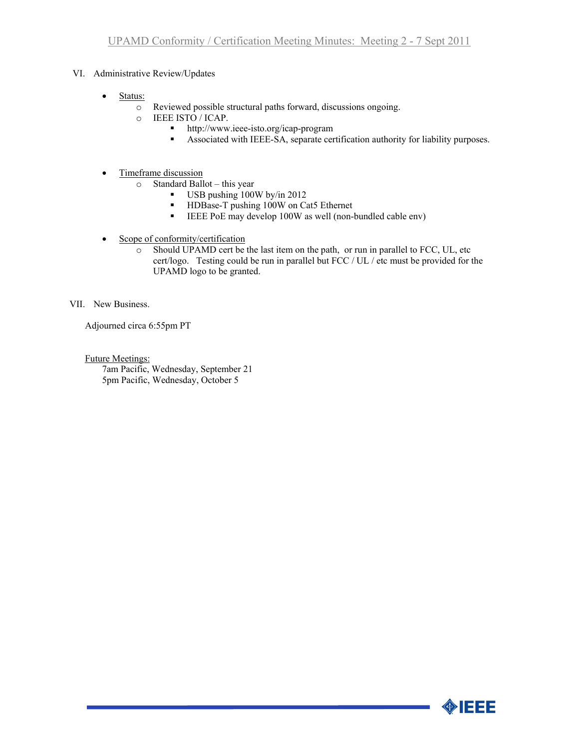VI. Administrative Review/Updates

- Status:
  - Reviewed possible structural paths forward, discussions ongoing.
  - IEEE ISTO / ICAP.
    - http://www.ieee-isto.org/icap-program
    - Associated with IEEE-SA, separate certification authority for liability purposes.

- Timeframe discussion
  - Standard Ballot – this year
    - USB pushing 100W by/in 2012
    - HDBase-T pushing 100W on Cat5 Ethernet
    - IEEE PoE may develop 100W as well (non-bundled cable env)

- Scope of conformity/certification
  - Should UPAMD cert be the last item on the path, or run in parallel to FCC, UL, etc cert/logo. Testing could be run in parallel but FCC / UL / etc must be provided for the UPAMD logo to be granted.

VII. New Business.

Adjourned circa 6:55pm PT

Future Meetings:

7am Pacific, Wednesday, September 21
5pm Pacific, Wednesday, October 5